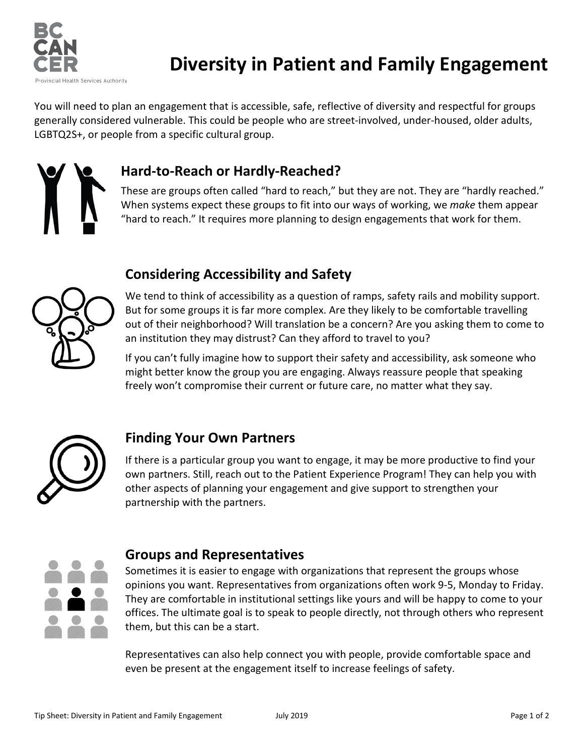# Diversity in Patient and Family Engagement

You will need to plan an engagement that is accessible, safe, reflective of diversity and respectful for groups generally considered vulnerable. This could be people who are street-involved, under-housed, older adults, LGBTQ2S+, or people from a specific cultural group.

## Hard-to-Reach or Hardly-Reached?

These are groups often called "hard to reach," but they are not. They are "hardly reached." When systems expect these groups to fit into our ways of working, we *make* them appear "hard to reach." It requires more planning to design engagements that work for them.

## Considering Accessibility and Safety

We tend to think of accessibility as a question of ramps, safety rails and mobility support. But for some groups it is far more complex. Are they likely to be comfortable travelling out of their neighborhood? Will translation be a concern? Are you asking them to come to an institution they may distrust? Can they afford to travel to you?

If you can't fully imagine how to support their safety and accessibility, ask someone who might better know the group you are engaging. Always reassure people that speaking freely won't compromise their current or future care, no matter what they say.

## Finding Your Own Partners

If there is a particular group you want to engage, it may be more productive to find your own partners. Still, reach out to the Patient Experience Program! They can help you with other aspects of planning your engagement and give support to strengthen your partnership with the partners.

## Groups and Representatives

Sometimes it is easier to engage with organizations that represent the groups whose opinions you want. Representatives from organizations often work 9-5, Monday to Friday. They are comfortable in institutional settings like yours and will be happy to come to your offices. The ultimate goal is to speak to people directly, not through others who represent them, but this can be a start.

Representatives can also help connect you with people, provide comfortable space and even be present at the engagement itself to increase feelings of safety.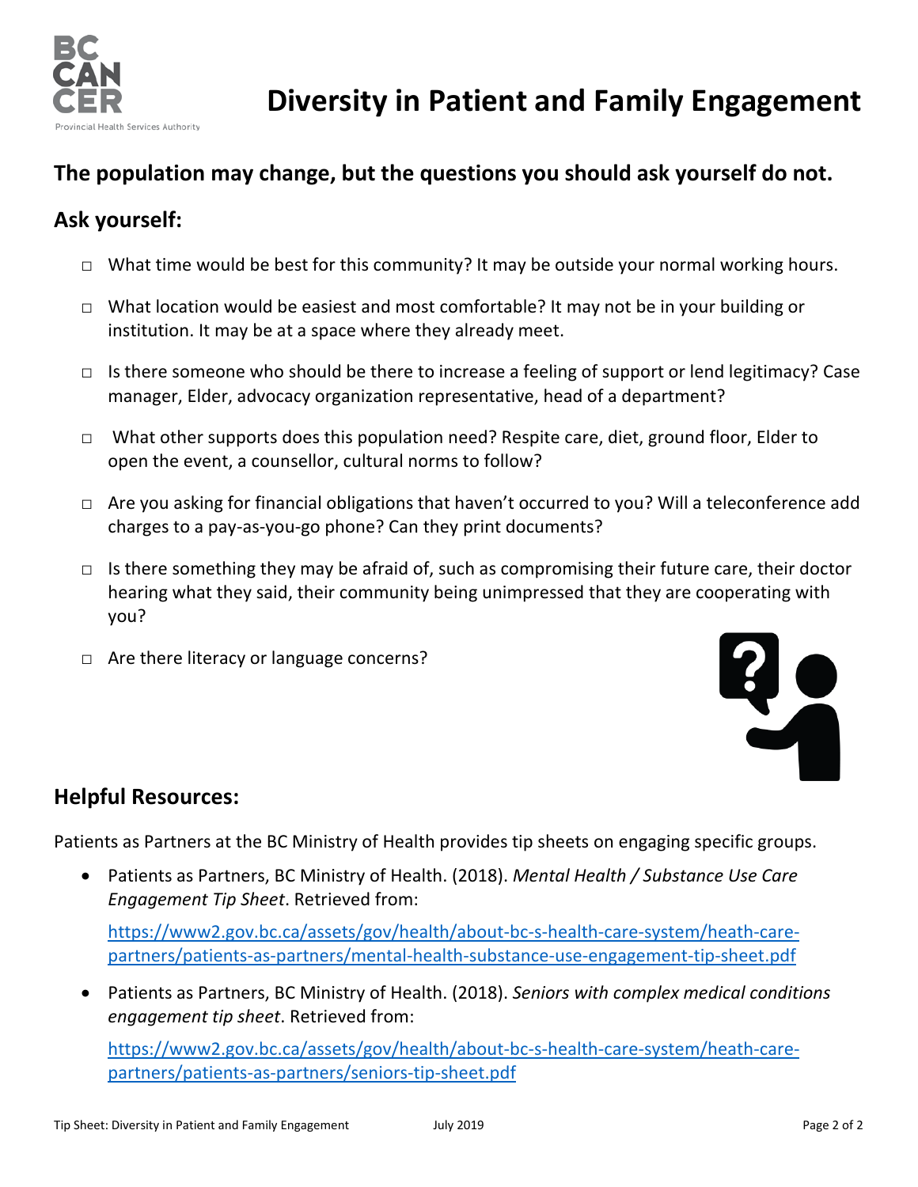# Diversity in Patient and Family Engagement

## The population may change, but the questions you should ask yourself do not.

## Ask yourself:

- □ What time would be best for this community? It may be outside your normal working hours.
- □ What location would be easiest and most comfortable? It may not be in your building or institution. It may be at a space where they already meet.
- □ Is there someone who should be there to increase a feeling of support or lend legitimacy? Case manager, Elder, advocacy organization representative, head of a department?
- □ What other supports does this population need? Respite care, diet, ground floor, Elder to open the event, a counsellor, cultural norms to follow?
- □ Are you asking for financial obligations that haven't occurred to you? Will a teleconference add charges to a pay-as-you-go phone? Can they print documents?
- □ Is there something they may be afraid of, such as compromising their future care, their doctor hearing what they said, their community being unimpressed that they are cooperating with you?
- □ Are there literacy or language concerns?

## Helpful Resources:

Patients as Partners at the BC Ministry of Health provides tip sheets on engaging specific groups.

- Patients as Partners, BC Ministry of Health. (2018). *Mental Health / Substance Use Care Engagement Tip Sheet*. Retrieved from:

  https://www2.gov.bc.ca/assets/gov/health/about-bc-s-health-care-system/heath-care-partners/patients-as-partners/mental-health-substance-use-engagement-tip-sheet.pdf

- Patients as Partners, BC Ministry of Health. (2018). *Seniors with complex medical conditions engagement tip sheet*. Retrieved from:

  https://www2.gov.bc.ca/assets/gov/health/about-bc-s-health-care-system/heath-care-partners/patients-as-partners/seniors-tip-sheet.pdf